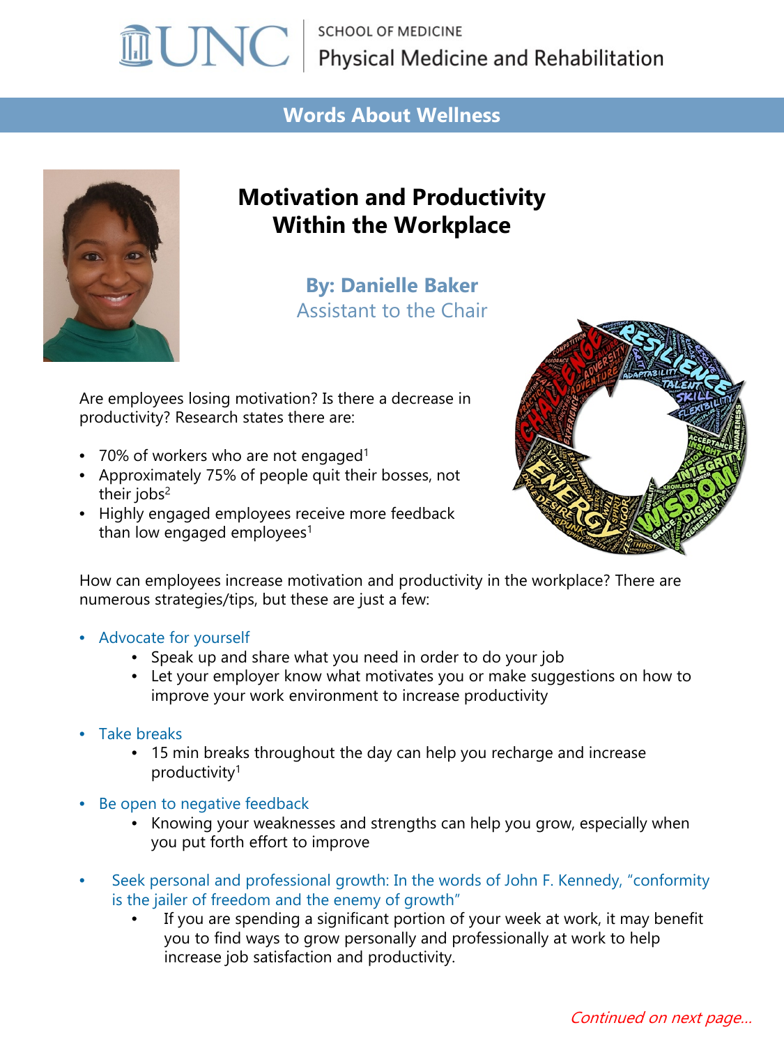UNC SCHOOL OF MEDICINE
Physical Medicine and Rehabilitation

## Words About Wellness

# Motivation and Productivity Within the Workplace

**By: Danielle Baker**
Assistant to the Chair

Are employees losing motivation? Is there a decrease in productivity? Research states there are:

- 70% of workers who are not engaged[1]
- Approximately 75% of people quit their bosses, not their jobs[2]
- Highly engaged employees receive more feedback than low engaged employees[1]

How can employees increase motivation and productivity in the workplace? There are numerous strategies/tips, but these are just a few:

- Advocate for yourself
  - Speak up and share what you need in order to do your job
  - Let your employer know what motivates you or make suggestions on how to improve your work environment to increase productivity
- Take breaks
  - 15 min breaks throughout the day can help you recharge and increase productivity[1]
- Be open to negative feedback
  - Knowing your weaknesses and strengths can help you grow, especially when you put forth effort to improve
- Seek personal and professional growth: In the words of John F. Kennedy, "conformity is the jailer of freedom and the enemy of growth"
  - If you are spending a significant portion of your week at work, it may benefit you to find ways to grow personally and professionally at work to help increase job satisfaction and productivity.

*Continued on next page...*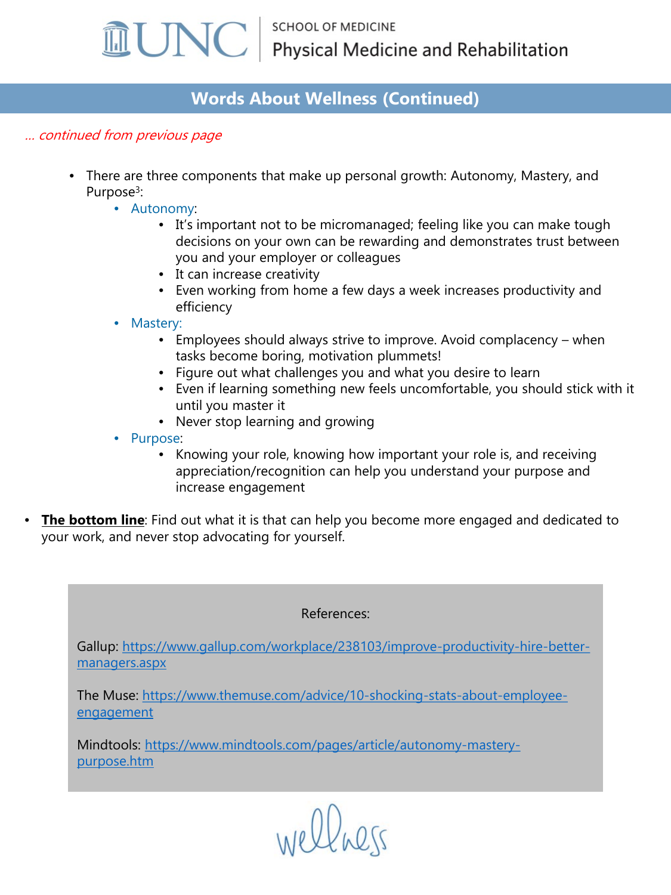## Words About Wellness (Continued)

*… continued from previous page*

- There are three components that make up personal growth: Autonomy, Mastery, and Purpose[3]:
  - Autonomy:
    - It's important not to be micromanaged; feeling like you can make tough decisions on your own can be rewarding and demonstrates trust between you and your employer or colleagues
    - It can increase creativity
    - Even working from home a few days a week increases productivity and efficiency
  - Mastery:
    - Employees should always strive to improve. Avoid complacency – when tasks become boring, motivation plummets!
    - Figure out what challenges you and what you desire to learn
    - Even if learning something new feels uncomfortable, you should stick with it until you master it
    - Never stop learning and growing
  - Purpose:
    - Knowing your role, knowing how important your role is, and receiving appreciation/recognition can help you understand your purpose and increase engagement

- **The bottom line**: Find out what it is that can help you become more engaged and dedicated to your work, and never stop advocating for yourself.

References:

Gallup: https://www.gallup.com/workplace/238103/improve-productivity-hire-better-managers.aspx

The Muse: https://www.themuse.com/advice/10-shocking-stats-about-employee-engagement

Mindtools: https://www.mindtools.com/pages/article/autonomy-mastery-purpose.htm